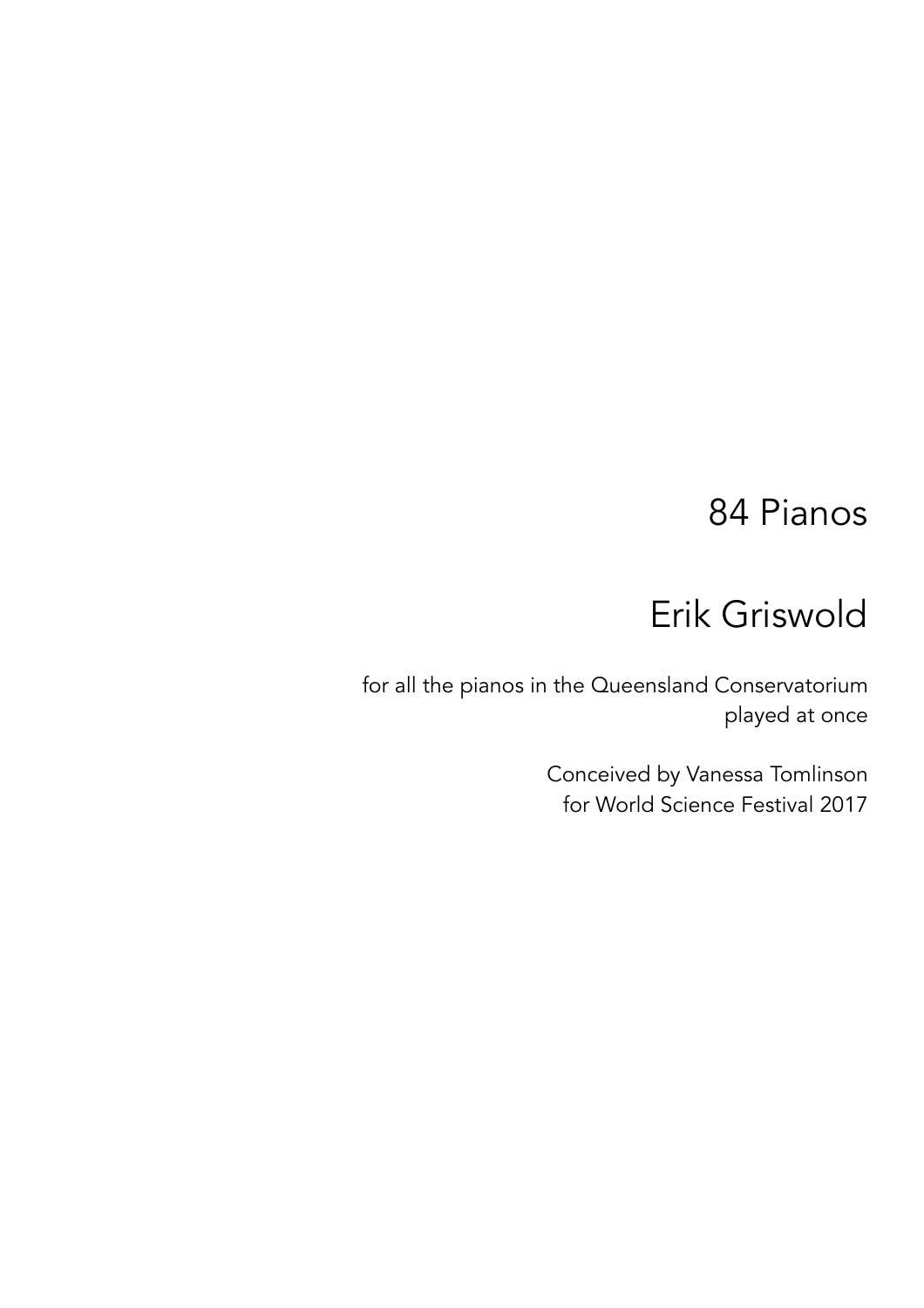# 84 Pianos

## Erik Griswold

for all the pianos in the Queensland Conservatorium
played at once

Conceived by Vanessa Tomlinson
for World Science Festival 2017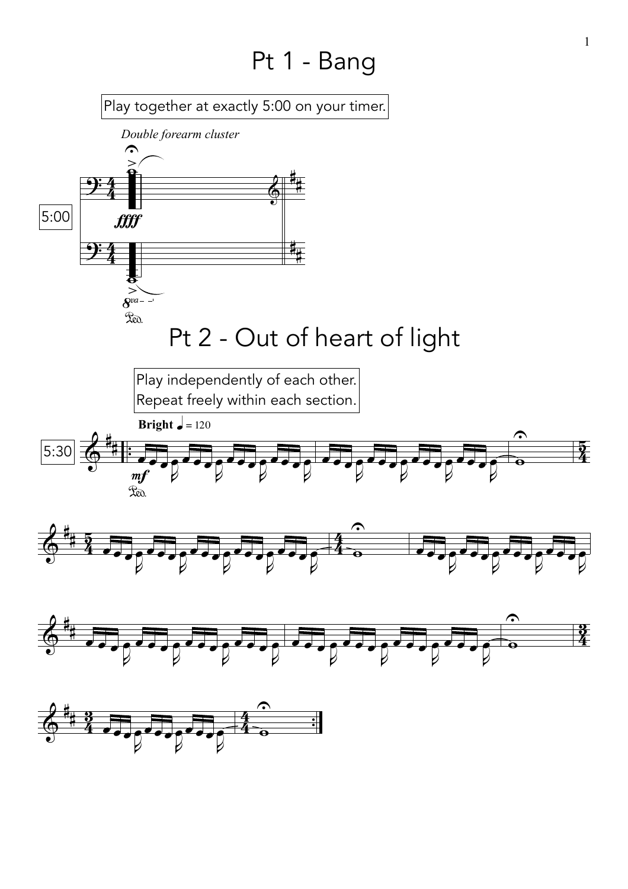# Pt 1 - Bang

Play together at exactly 5:00 on your timer.

5:00

*Double forearm cluster*

# Pt 2 - Out of heart of light

Play independently of each other.
Repeat freely within each section.

5:30

**Bright** ♩ = 120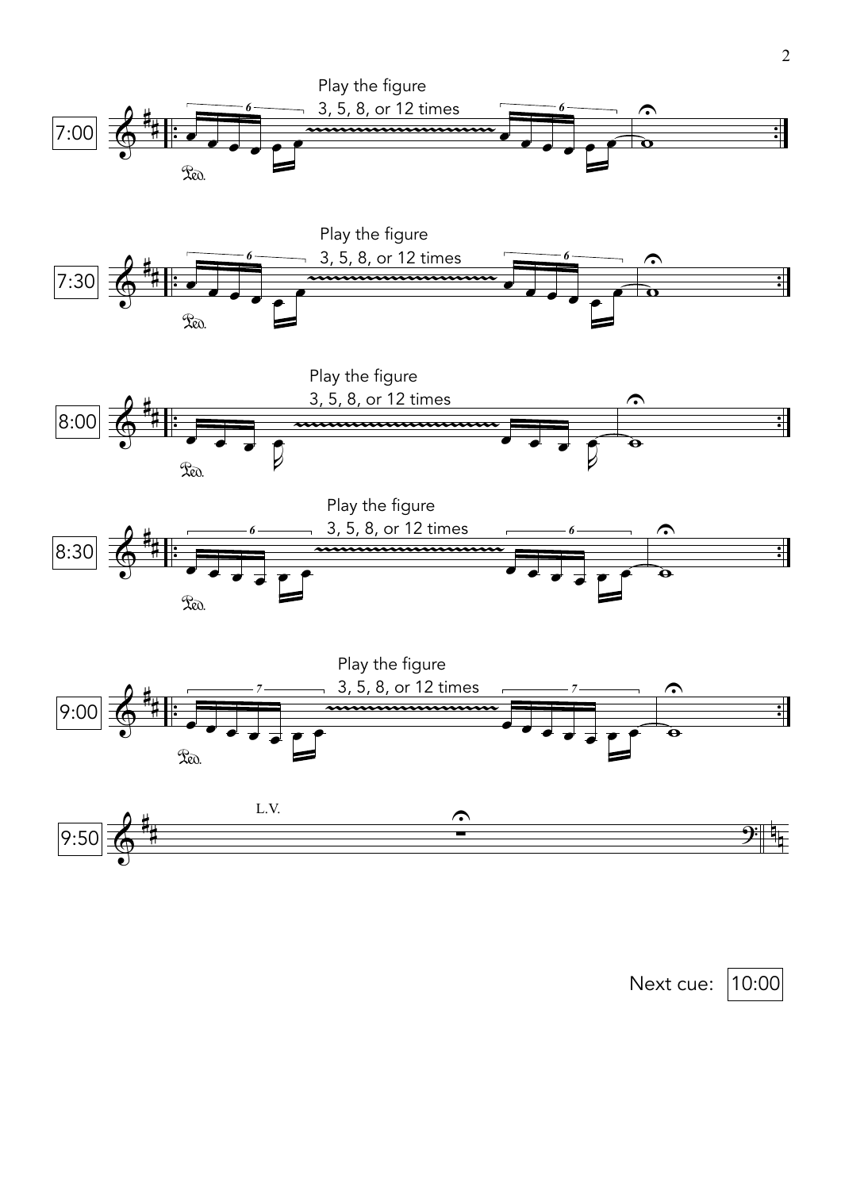7:00

Play the figure
3, 5, 8, or 12 times

7:30

Play the figure
3, 5, 8, or 12 times

8:00

Play the figure
3, 5, 8, or 12 times

8:30

Play the figure
3, 5, 8, or 12 times

9:00

Play the figure
3, 5, 8, or 12 times

9:50

L.V.

Next cue: 10:00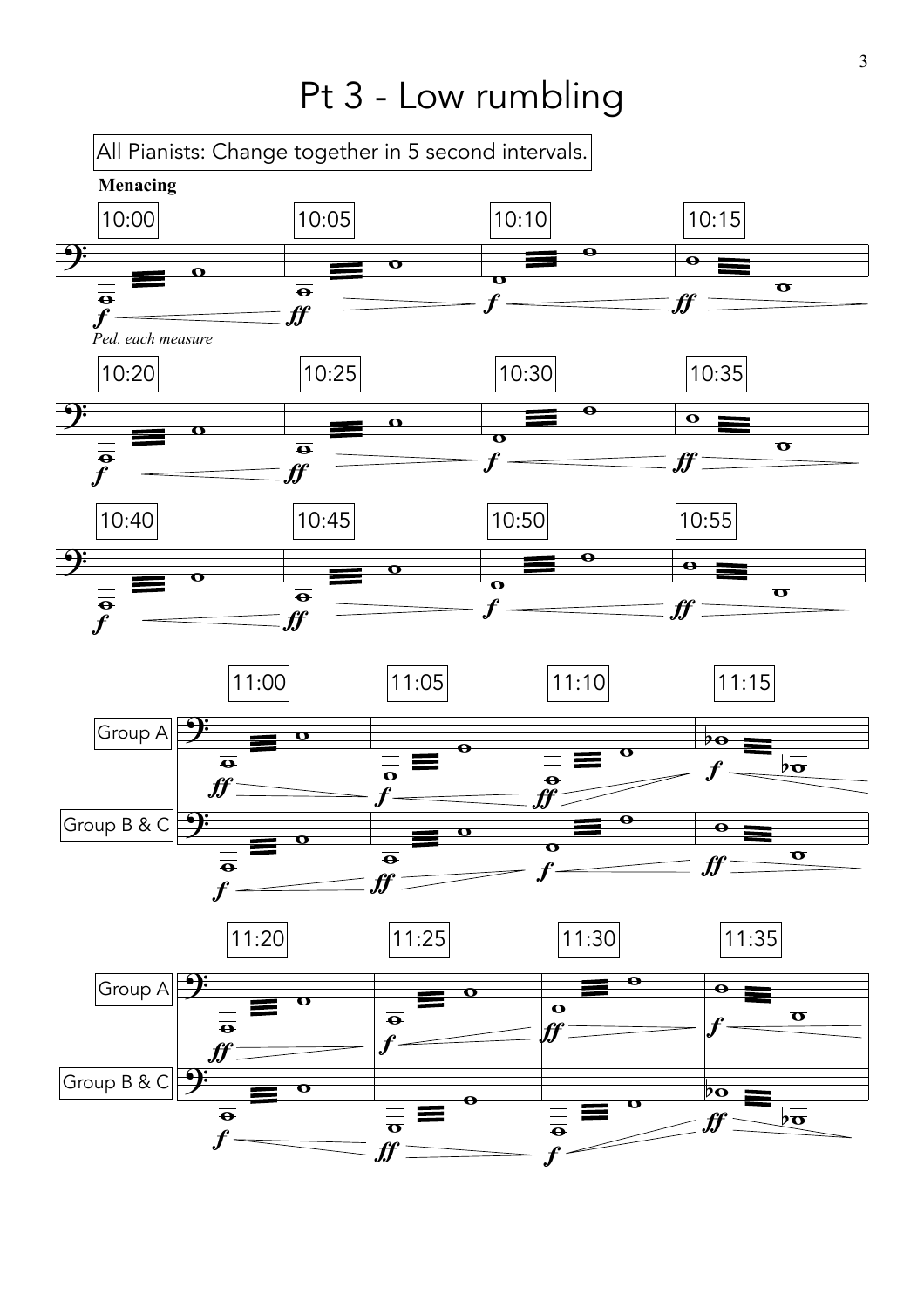# Pt 3 - Low rumbling

All Pianists: Change together in 5 second intervals.

**Menacing**

10:00 | 10:05 | 10:10 | 10:15

*f* — *ff* — *f* — *ff*

*Ped. each measure*

10:20 | 10:25 | 10:30 | 10:35

*f* — *ff* — *f* — *ff*

10:40 | 10:45 | 10:50 | 10:55

*f* — *ff* — *f* — *ff*

11:00 | 11:05 | 11:10 | 11:15

Group A: *ff* — *f* — *ff* — *f*

Group B & C: *f* — *ff* — *f* — *ff*

11:20 | 11:25 | 11:30 | 11:35

Group A: *ff* — *f* — *ff* — *f*

Group B & C: *f* — *ff* — *f* — *ff*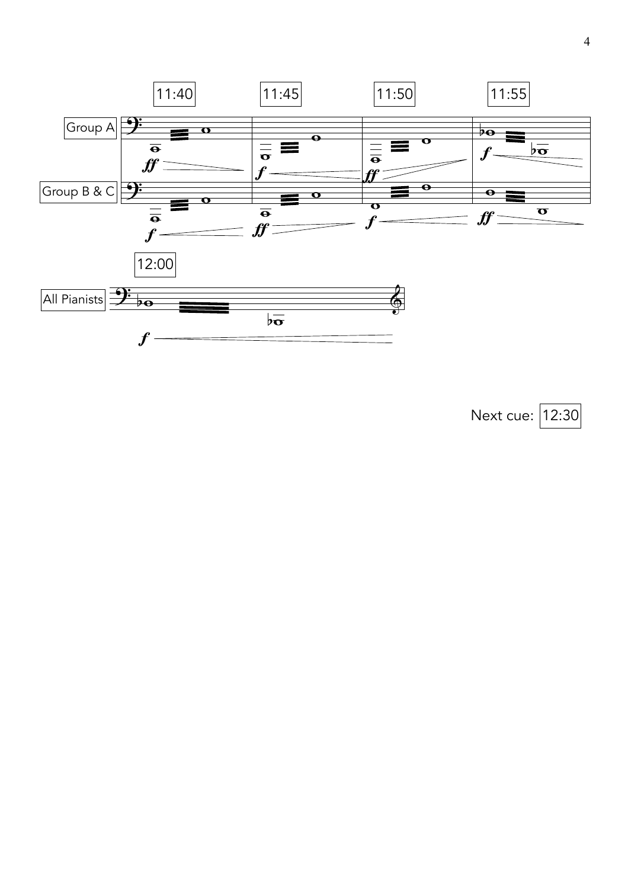11:40

11:45

11:50

11:55

Group A

Group B & C

12:00

All Pianists

Next cue: 12:30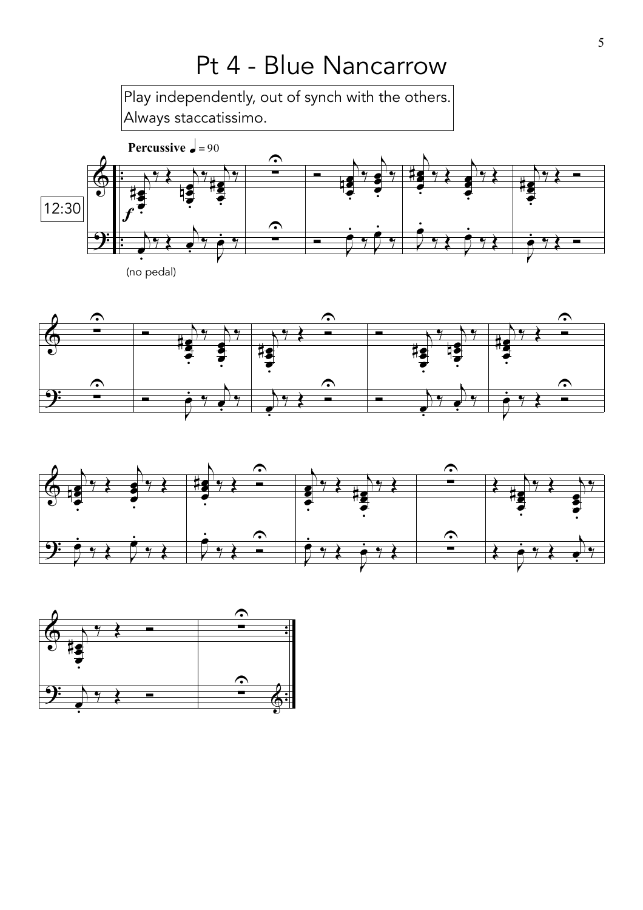# Pt 4 - Blue Nancarrow

Play independently, out of synch with the others.
Always staccatissimo.

**Percussive** ♩ = 90

12:30

*f*

(no pedal)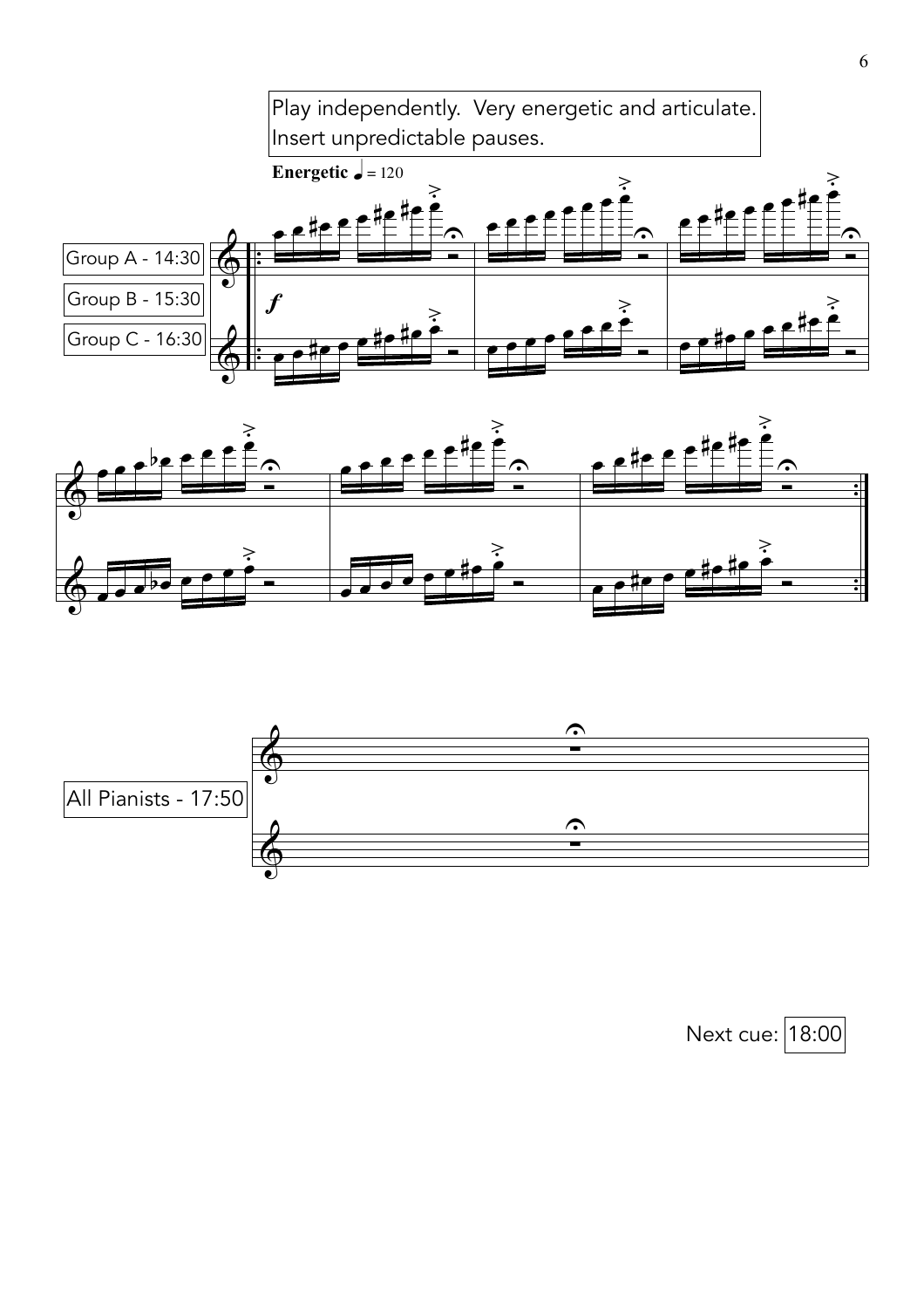Play independently. Very energetic and articulate.
Insert unpredictable pauses.

**Energetic** ♩ = 120

Group A - 14:30

Group B - 15:30

Group C - 16:30

*f*

All Pianists - 17:50

Next cue: 18:00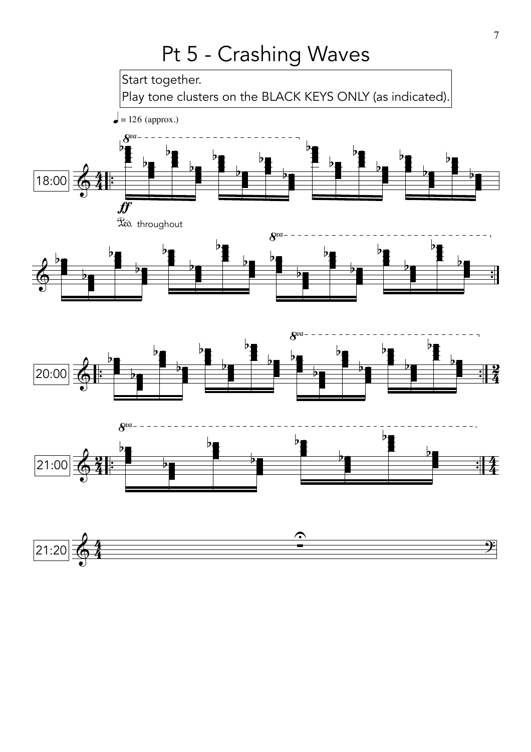# Pt 5 - Crashing Waves

Start together.
Play tone clusters on the BLACK KEYS ONLY (as indicated).

♩ = 126 (approx.)

18:00

*ff*

Ped. throughout

20:00

21:00

21:20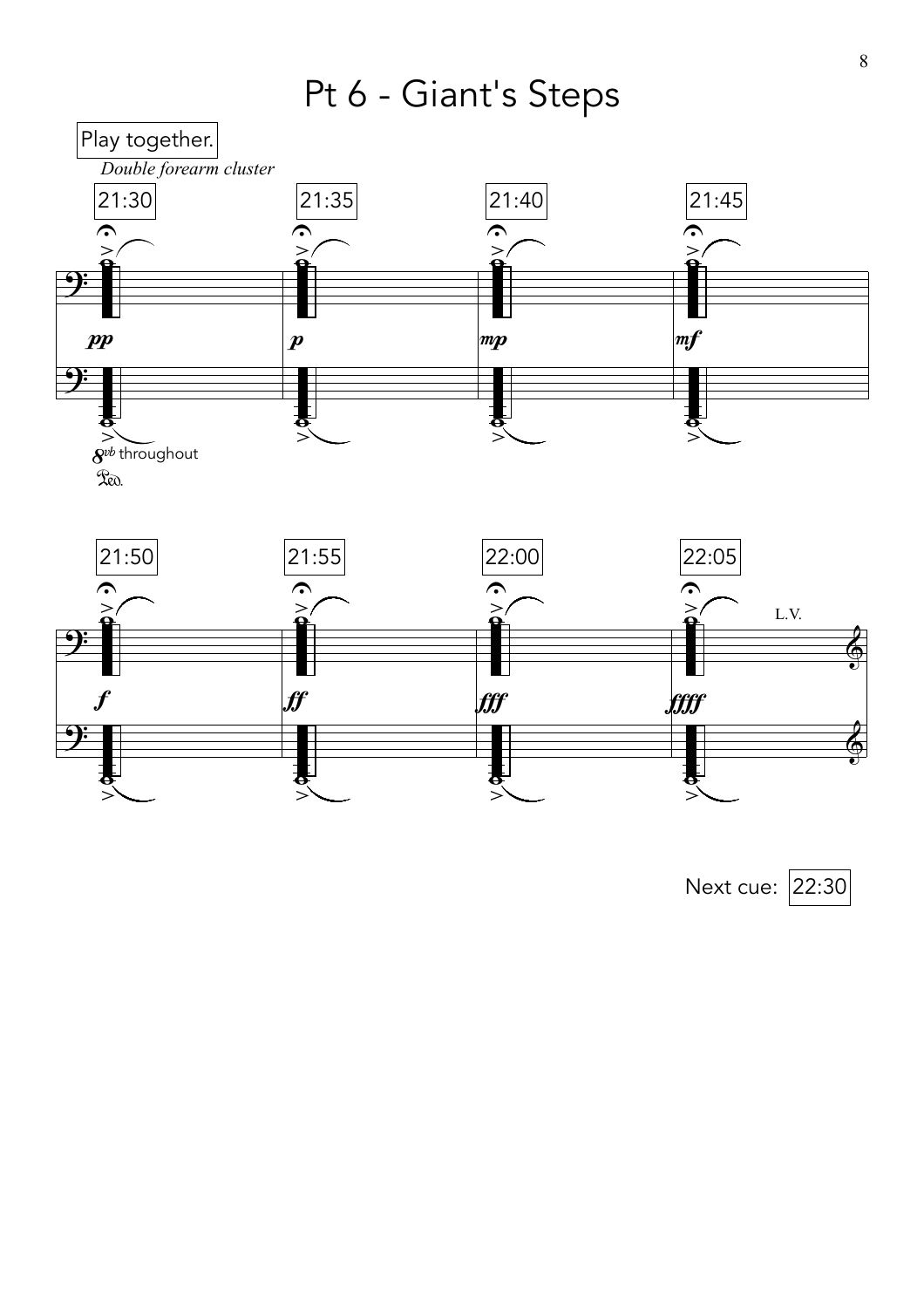# Pt 6 - Giant's Steps

Play together.

*Double forearm cluster*

21:30 — *pp*

21:35 — *p*

21:40 — *mp*

21:45 — *mf*

*8vb* throughout

*Ped.*

21:50 — *f*

21:55 — *ff*

22:00 — *fff*

22:05 — *ffff*

L.V.

Next cue: 22:30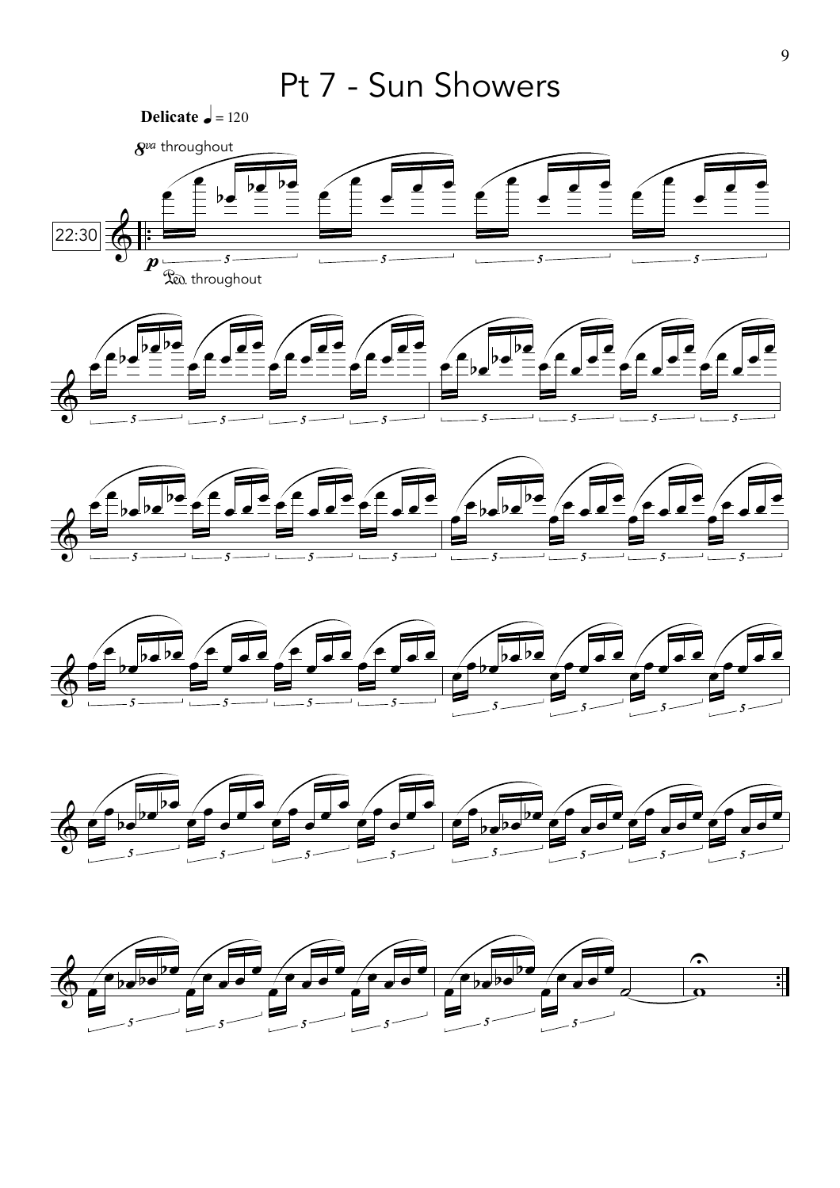# Pt 7 - Sun Showers

**Delicate** ♩ = 120

*8va* throughout

22:30

*p*

Ped. throughout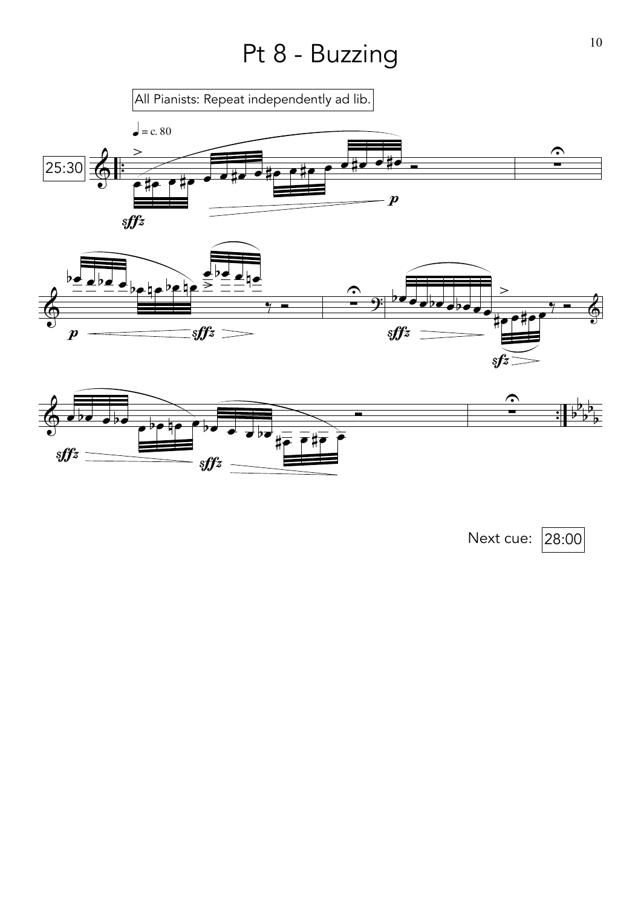# Pt 8 - Buzzing

All Pianists: Repeat independently ad lib.

25:30

Next cue: 28:00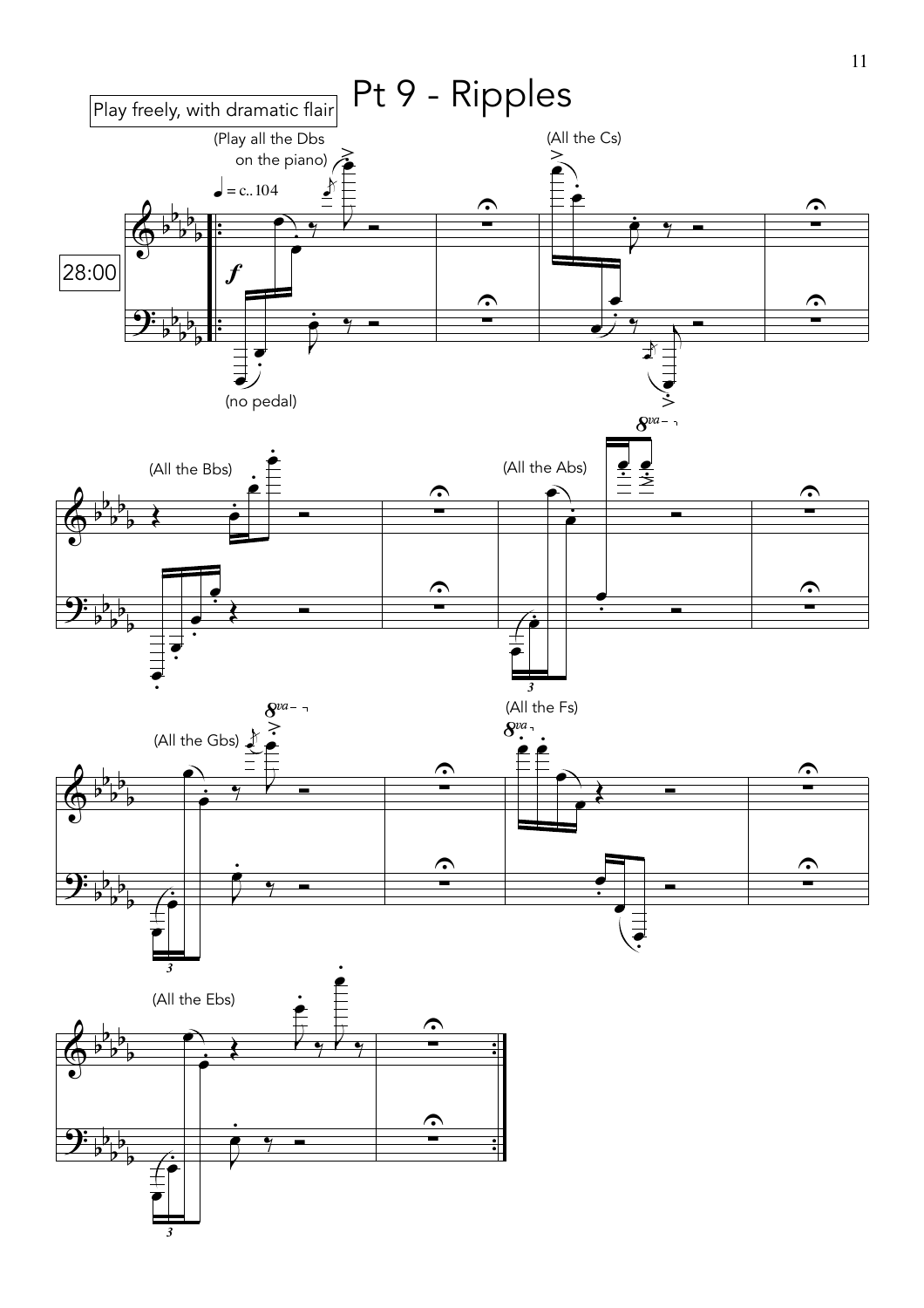# Pt 9 - Ripples

Play freely, with dramatic flair

28:00

(Play all the Dbs on the piano)

♩ = c.. 104

*f*

(no pedal)

(All the Cs)

(All the Bbs)

(All the Abs)

(All the Gbs)

(All the Fs)

(All the Ebs)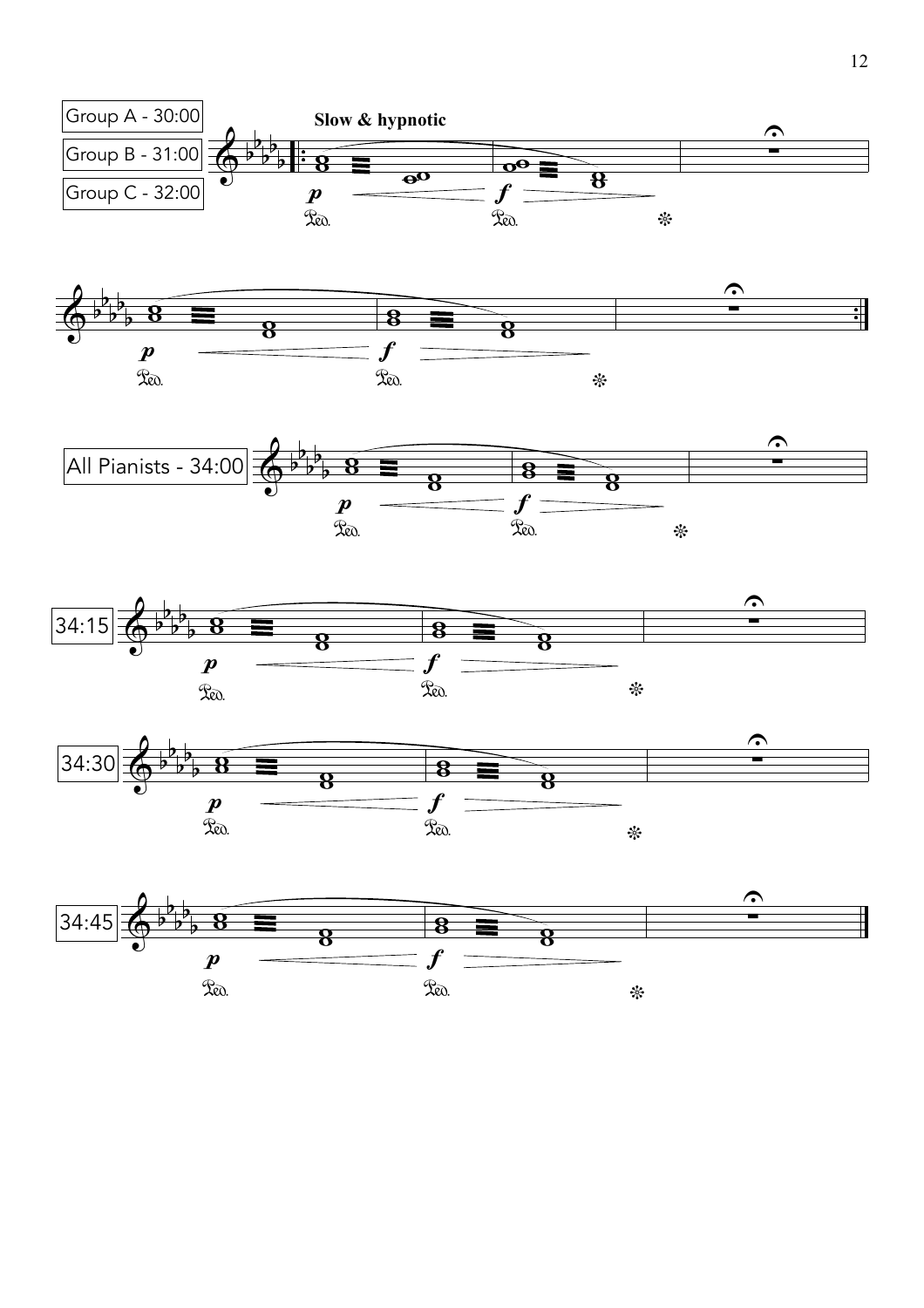Group A - 30:00

Group B - 31:00

Group C - 32:00

**Slow & hypnotic**

All Pianists - 34:00

34:15

34:30

34:45